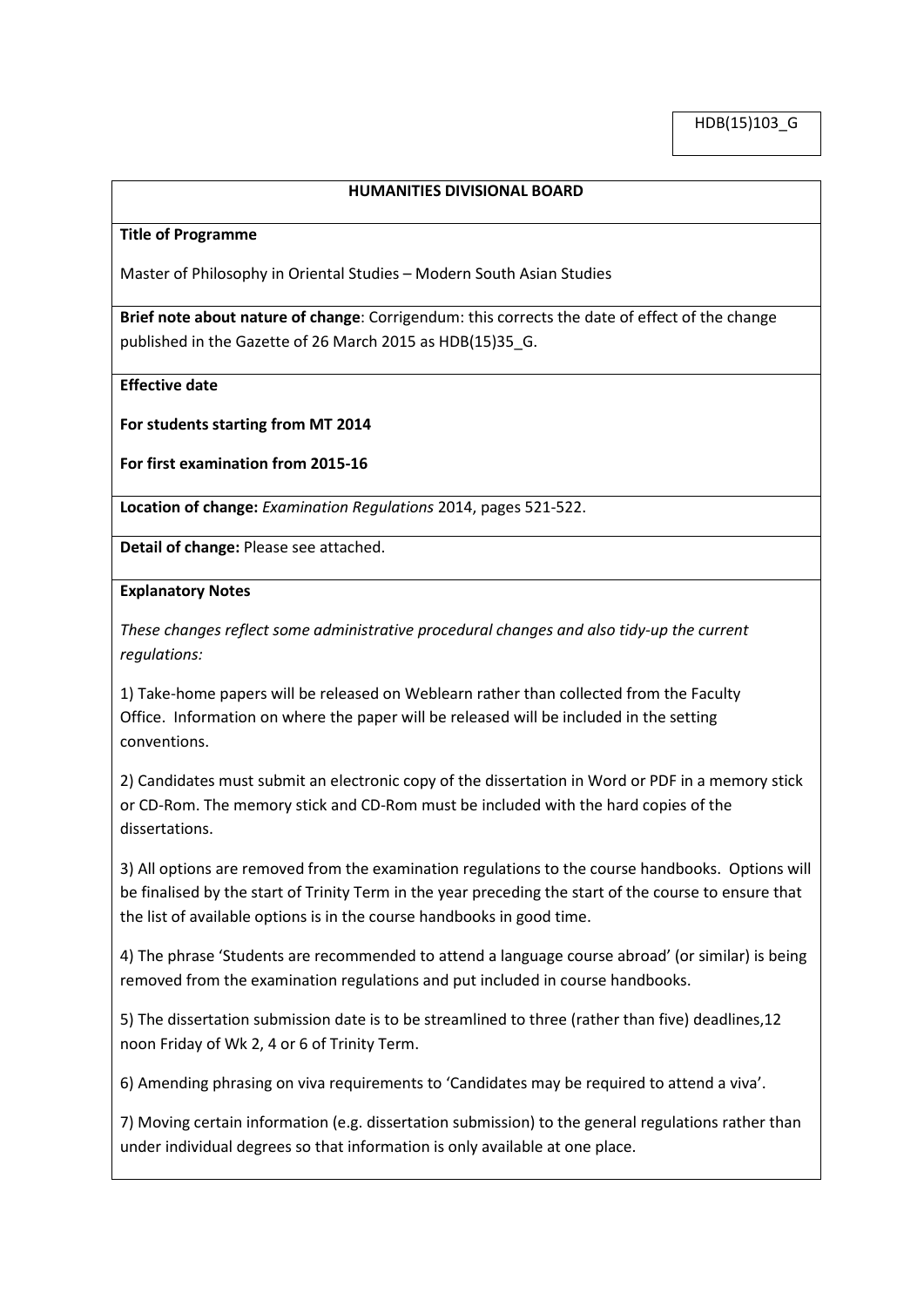HDB(15)103_G

# HUMANITIES DIVISIONAL BOARD

**Title of Programme**

Master of Philosophy in Oriental Studies – Modern South Asian Studies

**Brief note about nature of change**: Corrigendum: this corrects the date of effect of the change published in the Gazette of 26 March 2015 as HDB(15)35_G.

**Effective date**

**For students starting from MT 2014**

**For first examination from 2015-16**

**Location of change:** *Examination Regulations* 2014, pages 521-522.

**Detail of change:** Please see attached.

**Explanatory Notes**

*These changes reflect some administrative procedural changes and also tidy-up the current regulations:*

1) Take-home papers will be released on Weblearn rather than collected from the Faculty Office. Information on where the paper will be released will be included in the setting conventions.

2) Candidates must submit an electronic copy of the dissertation in Word or PDF in a memory stick or CD-Rom. The memory stick and CD-Rom must be included with the hard copies of the dissertations.

3) All options are removed from the examination regulations to the course handbooks. Options will be finalised by the start of Trinity Term in the year preceding the start of the course to ensure that the list of available options is in the course handbooks in good time.

4) The phrase 'Students are recommended to attend a language course abroad' (or similar) is being removed from the examination regulations and put included in course handbooks.

5) The dissertation submission date is to be streamlined to three (rather than five) deadlines,12 noon Friday of Wk 2, 4 or 6 of Trinity Term.

6) Amending phrasing on viva requirements to 'Candidates may be required to attend a viva'.

7) Moving certain information (e.g. dissertation submission) to the general regulations rather than under individual degrees so that information is only available at one place.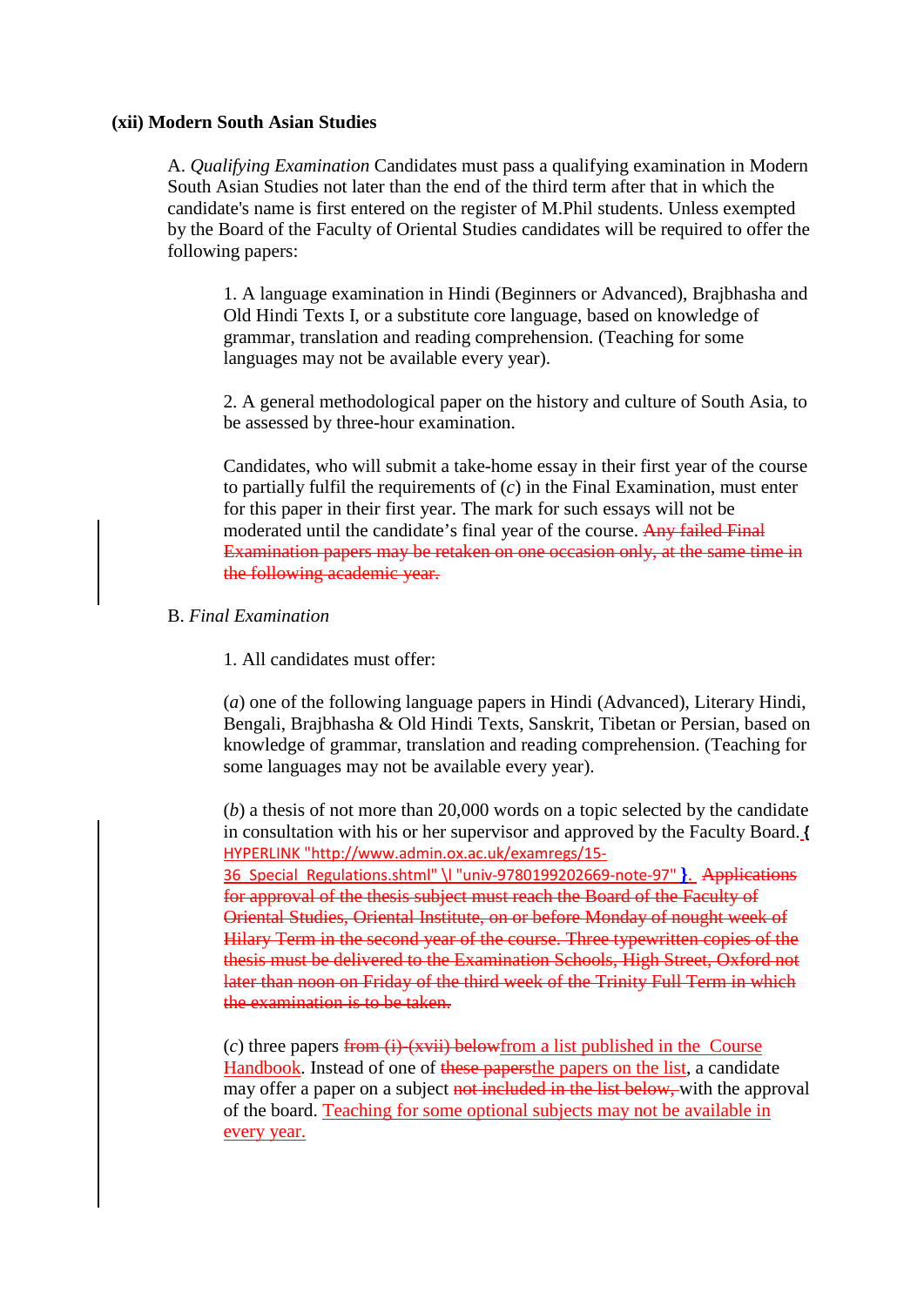**(xii) Modern South Asian Studies**

A. *Qualifying Examination* Candidates must pass a qualifying examination in Modern South Asian Studies not later than the end of the third term after that in which the candidate's name is first entered on the register of M.Phil students. Unless exempted by the Board of the Faculty of Oriental Studies candidates will be required to offer the following papers:

1. A language examination in Hindi (Beginners or Advanced), Brajbhasha and Old Hindi Texts I, or a substitute core language, based on knowledge of grammar, translation and reading comprehension. (Teaching for some languages may not be available every year).

2. A general methodological paper on the history and culture of South Asia, to be assessed by three-hour examination.

Candidates, who will submit a take-home essay in their first year of the course to partially fulfil the requirements of (*c*) in the Final Examination, must enter for this paper in their first year. The mark for such essays will not be moderated until the candidate's final year of the course. ~~Any failed Final Examination papers may be retaken on one occasion only, at the same time in the following academic year.~~

B. *Final Examination*

1. All candidates must offer:

(*a*) one of the following language papers in Hindi (Advanced), Literary Hindi, Bengali, Brajbhasha & Old Hindi Texts, Sanskrit, Tibetan or Persian, based on knowledge of grammar, translation and reading comprehension. (Teaching for some languages may not be available every year).

(*b*) a thesis of not more than 20,000 words on a topic selected by the candidate in consultation with his or her supervisor and approved by the Faculty Board. { HYPERLINK "http://www.admin.ox.ac.uk/examregs/15-36_Special_Regulations.shtml" \l "univ-9780199202669-note-97" }. ~~Applications for approval of the thesis subject must reach the Board of the Faculty of Oriental Studies, Oriental Institute, on or before Monday of nought week of Hilary Term in the second year of the course. Three typewritten copies of the thesis must be delivered to the Examination Schools, High Street, Oxford not later than noon on Friday of the third week of the Trinity Full Term in which the examination is to be taken.~~

(*c*) three papers ~~from (i)-(xvii) below~~from a list published in the Course Handbook. Instead of one of ~~these papers~~the papers on the list, a candidate may offer a paper on a subject ~~not included in the list below,~~ with the approval of the board. Teaching for some optional subjects may not be available in every year.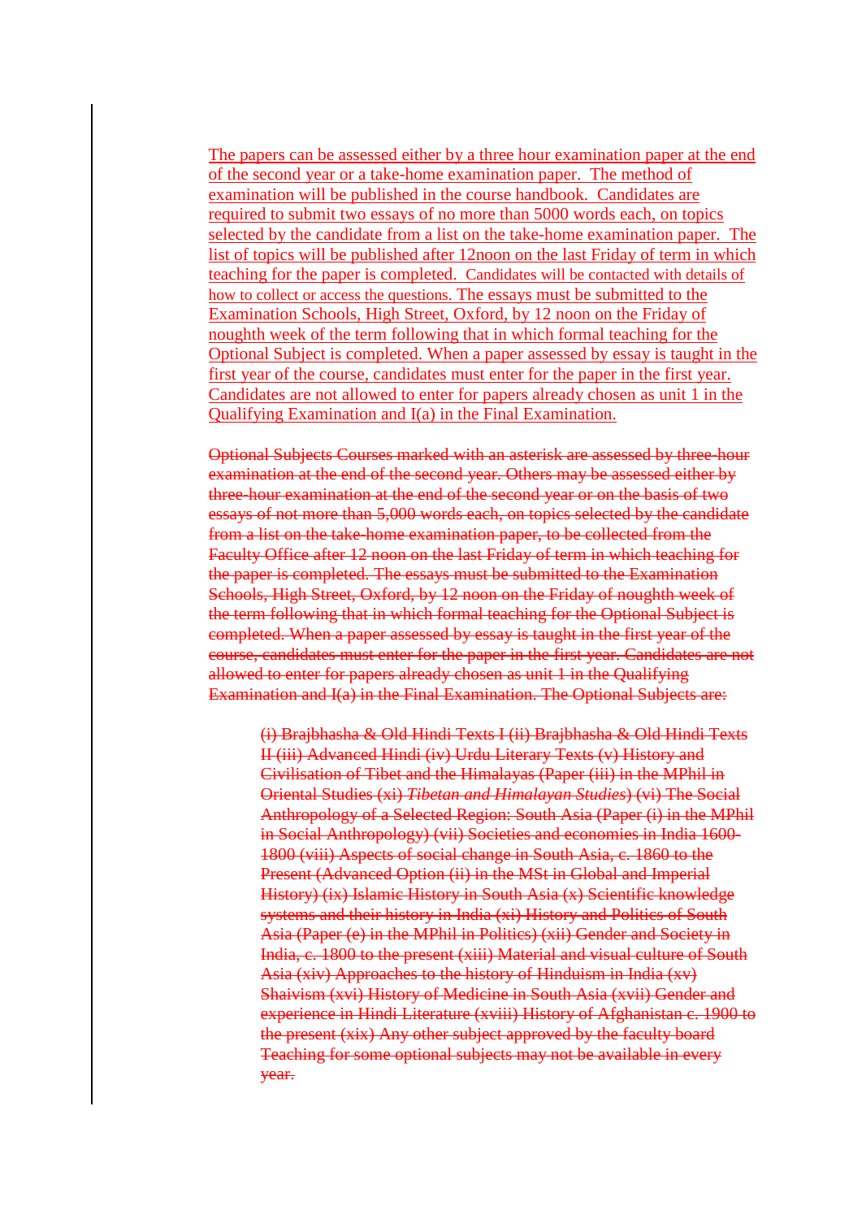The papers can be assessed either by a three hour examination paper at the end of the second year or a take-home examination paper.  The method of examination will be published in the course handbook.  Candidates are required to submit two essays of no more than 5000 words each, on topics selected by the candidate from a list on the take-home examination paper.  The list of topics will be published after 12noon on the last Friday of term in which teaching for the paper is completed.  Candidates will be contacted with details of how to collect or access the questions. The essays must be submitted to the Examination Schools, High Street, Oxford, by 12 noon on the Friday of noughth week of the term following that in which formal teaching for the Optional Subject is completed. When a paper assessed by essay is taught in the first year of the course, candidates must enter for the paper in the first year. Candidates are not allowed to enter for papers already chosen as unit 1 in the Qualifying Examination and I(a) in the Final Examination.

~~Optional Subjects Courses marked with an asterisk are assessed by three-hour examination at the end of the second year. Others may be assessed either by three-hour examination at the end of the second year or on the basis of two essays of not more than 5,000 words each, on topics selected by the candidate from a list on the take-home examination paper, to be collected from the Faculty Office after 12 noon on the last Friday of term in which teaching for the paper is completed. The essays must be submitted to the Examination Schools, High Street, Oxford, by 12 noon on the Friday of noughth week of the term following that in which formal teaching for the Optional Subject is completed. When a paper assessed by essay is taught in the first year of the course, candidates must enter for the paper in the first year. Candidates are not allowed to enter for papers already chosen as unit 1 in the Qualifying Examination and I(a) in the Final Examination. The Optional Subjects are:~~

> ~~(i) Brajbhasha & Old Hindi Texts I (ii) Brajbhasha & Old Hindi Texts II (iii) Advanced Hindi (iv) Urdu Literary Texts (v) History and Civilisation of Tibet and the Himalayas (Paper (iii) in the MPhil in Oriental Studies (xi) *Tibetan and Himalayan Studies*) (vi) The Social Anthropology of a Selected Region: South Asia (Paper (i) in the MPhil in Social Anthropology) (vii) Societies and economies in India 1600-1800 (viii) Aspects of social change in South Asia, c. 1860 to the Present (Advanced Option (ii) in the MSt in Global and Imperial History) (ix) Islamic History in South Asia (x) Scientific knowledge systems and their history in India (xi) History and Politics of South Asia (Paper (e) in the MPhil in Politics) (xii) Gender and Society in India, c. 1800 to the present (xiii) Material and visual culture of South Asia (xiv) Approaches to the history of Hinduism in India (xv) Shaivism (xvi) History of Medicine in South Asia (xvii) Gender and experience in Hindi Literature (xviii) History of Afghanistan c. 1900 to the present (xix) Any other subject approved by the faculty board Teaching for some optional subjects may not be available in every year.~~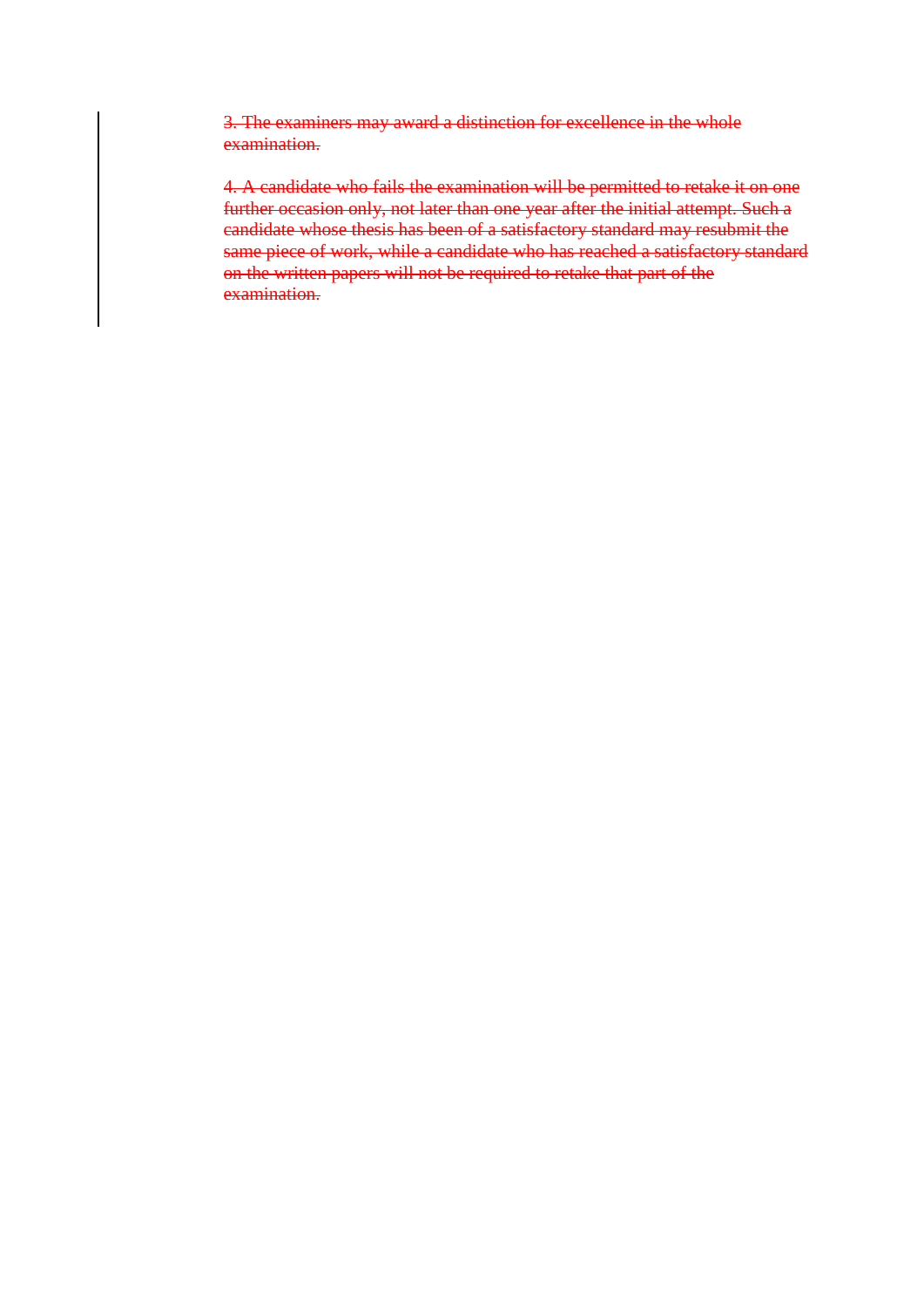~~3. The examiners may award a distinction for excellence in the whole examination.~~

~~4. A candidate who fails the examination will be permitted to retake it on one further occasion only, not later than one year after the initial attempt. Such a candidate whose thesis has been of a satisfactory standard may resubmit the same piece of work, while a candidate who has reached a satisfactory standard on the written papers will not be required to retake that part of the examination.~~